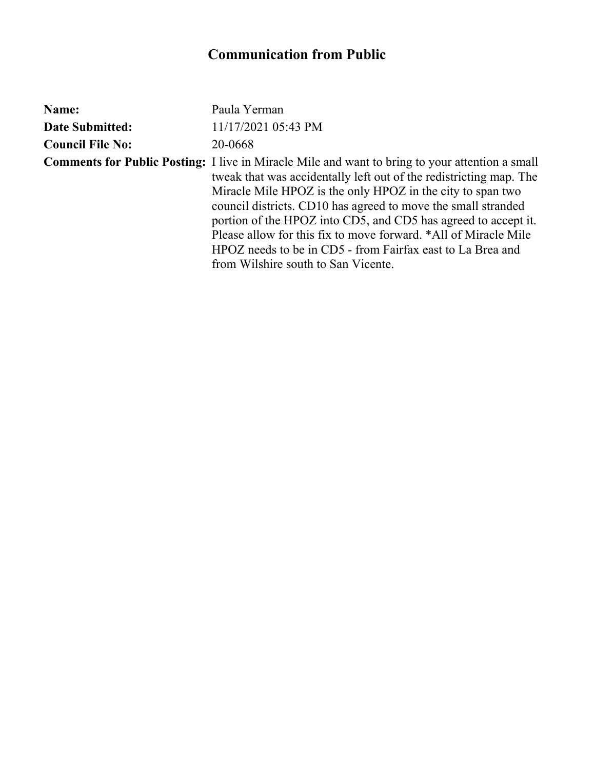# Communication from Public

**Name:** Paula Yerman

**Date Submitted:** 11/17/2021 05:43 PM

**Council File No:** 20-0668

**Comments for Public Posting:** I live in Miracle Mile and want to bring to your attention a small tweak that was accidentally left out of the redistricting map. The Miracle Mile HPOZ is the only HPOZ in the city to span two council districts. CD10 has agreed to move the small stranded portion of the HPOZ into CD5, and CD5 has agreed to accept it. Please allow for this fix to move forward. *All of Miracle Mile HPOZ needs to be in CD5 - from Fairfax east to La Brea and from Wilshire south to San Vicente.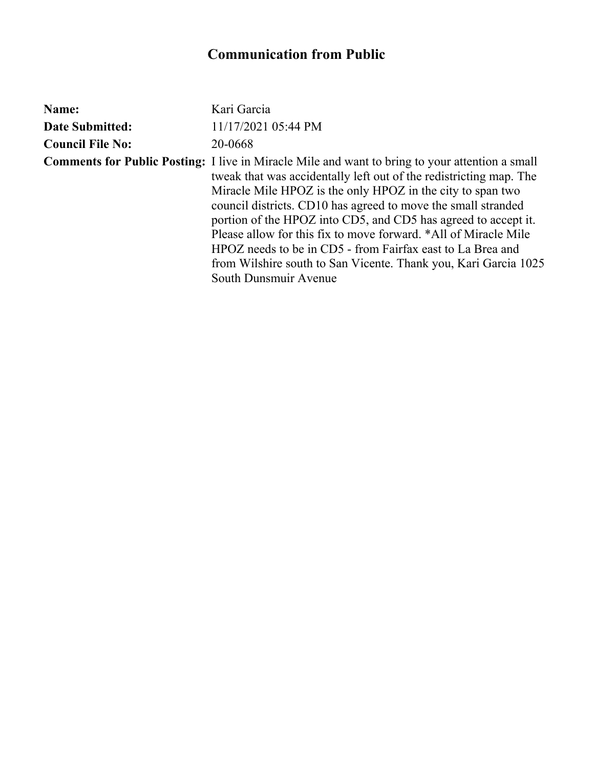# Communication from Public

**Name:** Kari Garcia

**Date Submitted:** 11/17/2021 05:44 PM

**Council File No:** 20-0668

**Comments for Public Posting:** I live in Miracle Mile and want to bring to your attention a small tweak that was accidentally left out of the redistricting map. The Miracle Mile HPOZ is the only HPOZ in the city to span two council districts. CD10 has agreed to move the small stranded portion of the HPOZ into CD5, and CD5 has agreed to accept it. Please allow for this fix to move forward. *All of Miracle Mile HPOZ needs to be in CD5 - from Fairfax east to La Brea and from Wilshire south to San Vicente. Thank you, Kari Garcia 1025 South Dunsmuir Avenue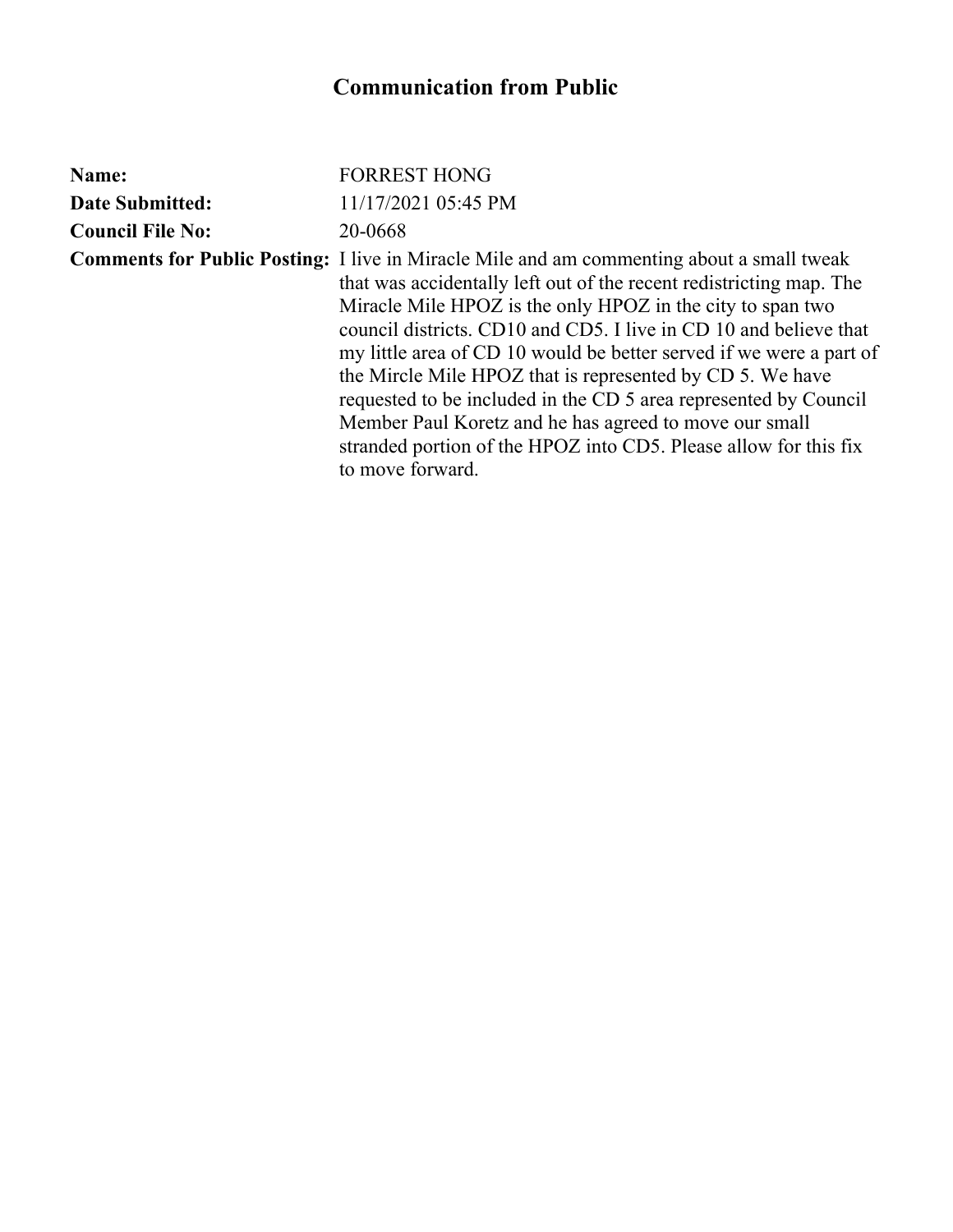# Communication from Public

**Name:** FORREST HONG

**Date Submitted:** 11/17/2021 05:45 PM

**Council File No:** 20-0668

**Comments for Public Posting:** I live in Miracle Mile and am commenting about a small tweak that was accidentally left out of the recent redistricting map. The Miracle Mile HPOZ is the only HPOZ in the city to span two council districts. CD10 and CD5. I live in CD 10 and believe that my little area of CD 10 would be better served if we were a part of the Mircle Mile HPOZ that is represented by CD 5. We have requested to be included in the CD 5 area represented by Council Member Paul Koretz and he has agreed to move our small stranded portion of the HPOZ into CD5. Please allow for this fix to move forward.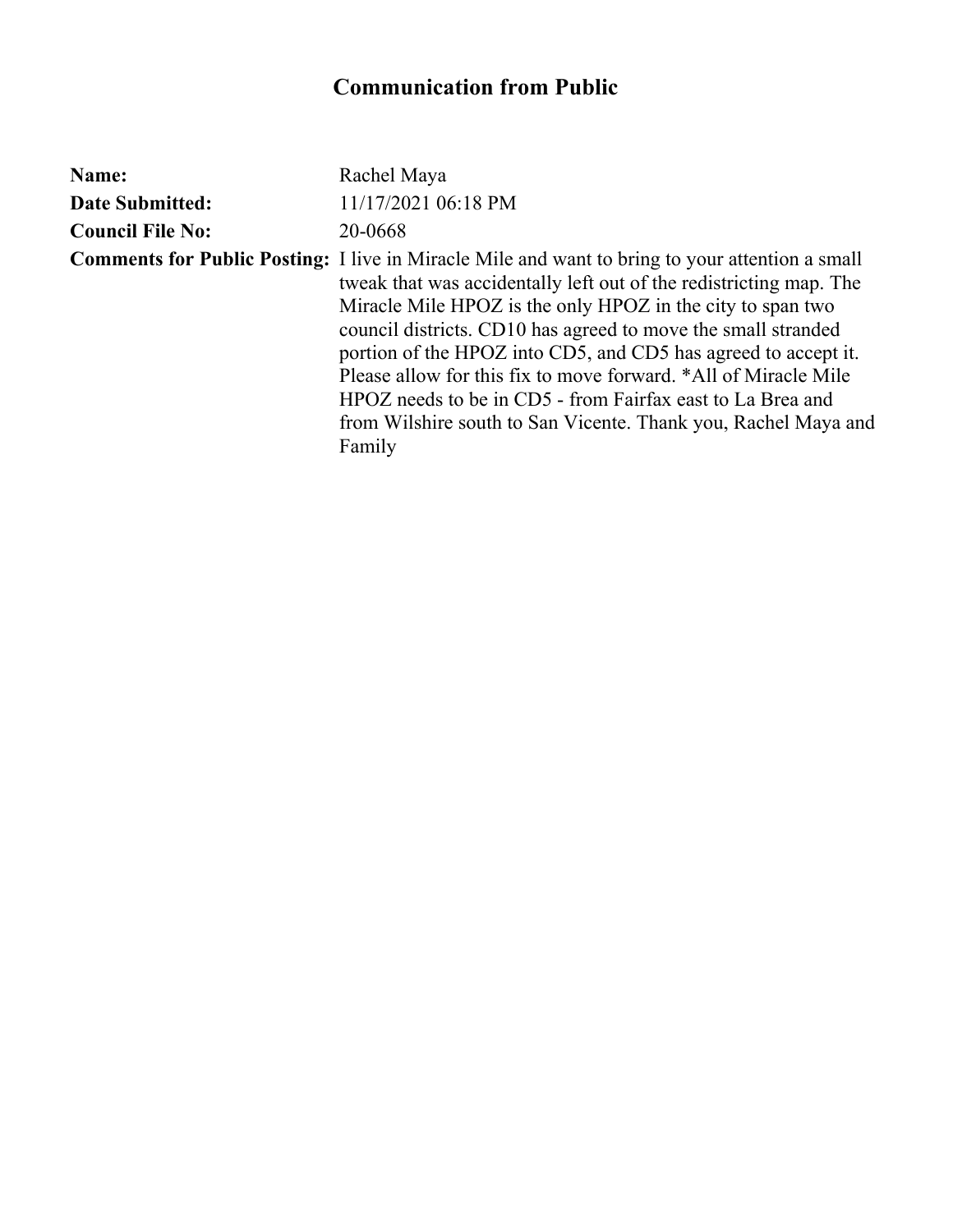# Communication from Public

**Name:** Rachel Maya

**Date Submitted:** 11/17/2021 06:18 PM

**Council File No:** 20-0668

**Comments for Public Posting:** I live in Miracle Mile and want to bring to your attention a small tweak that was accidentally left out of the redistricting map. The Miracle Mile HPOZ is the only HPOZ in the city to span two council districts. CD10 has agreed to move the small stranded portion of the HPOZ into CD5, and CD5 has agreed to accept it. Please allow for this fix to move forward. *All of Miracle Mile HPOZ needs to be in CD5 - from Fairfax east to La Brea and from Wilshire south to San Vicente. Thank you, Rachel Maya and Family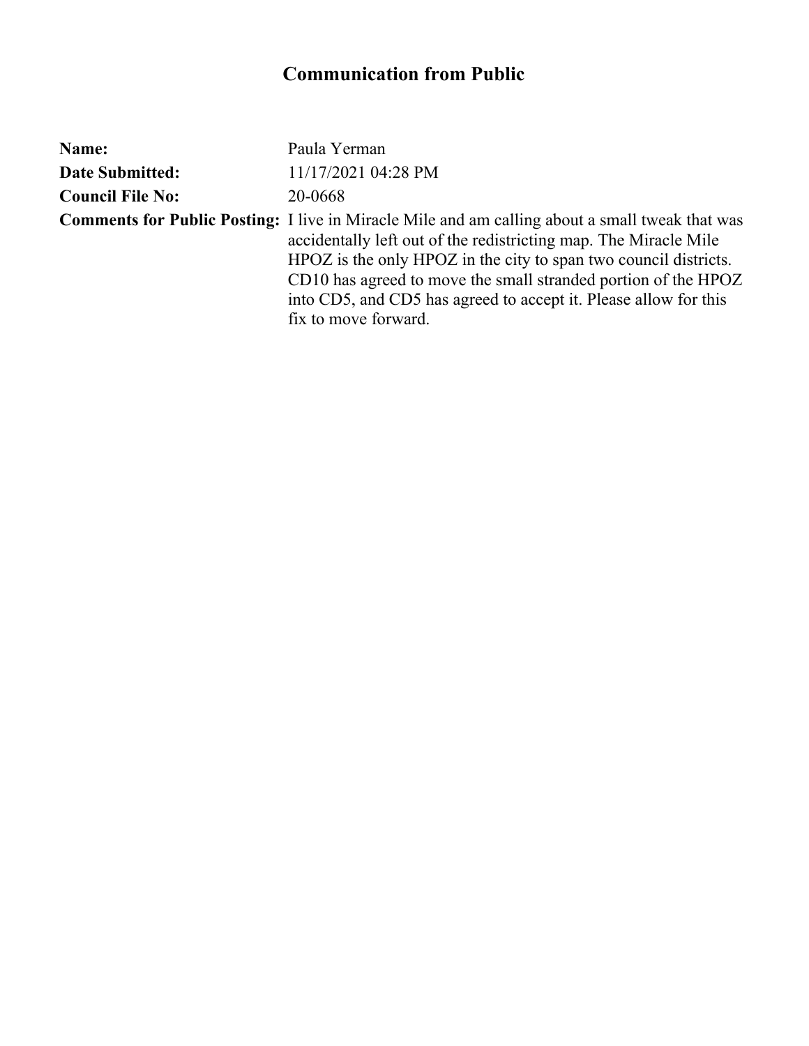# Communication from Public

**Name:** Paula Yerman

**Date Submitted:** 11/17/2021 04:28 PM

**Council File No:** 20-0668

**Comments for Public Posting:** I live in Miracle Mile and am calling about a small tweak that was accidentally left out of the redistricting map. The Miracle Mile HPOZ is the only HPOZ in the city to span two council districts. CD10 has agreed to move the small stranded portion of the HPOZ into CD5, and CD5 has agreed to accept it. Please allow for this fix to move forward.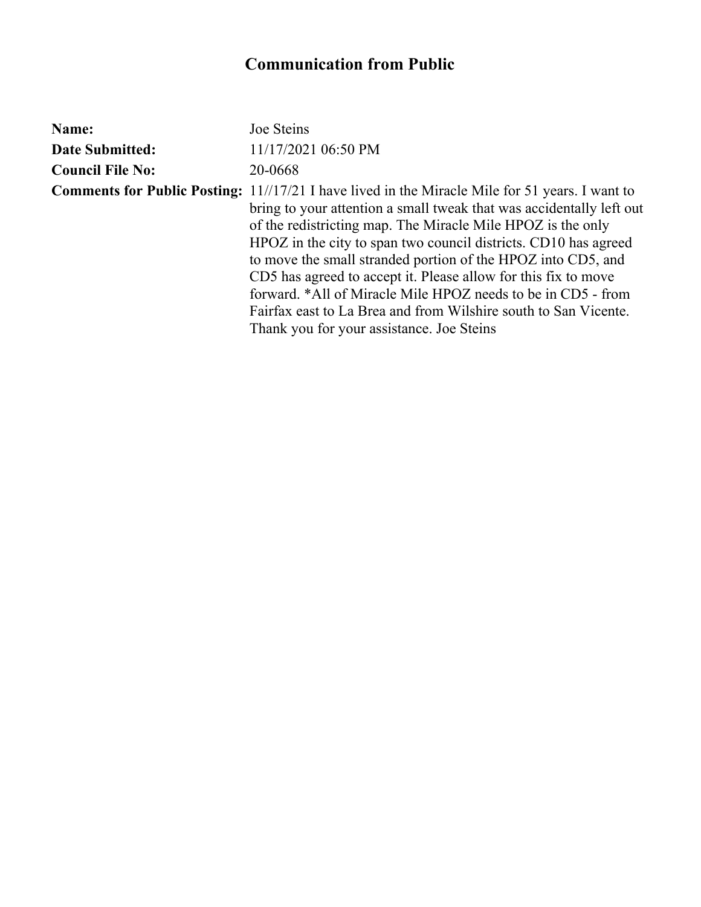# Communication from Public

**Name:** Joe Steins

**Date Submitted:** 11/17/2021 06:50 PM

**Council File No:** 20-0668

**Comments for Public Posting:** 11//17/21 I have lived in the Miracle Mile for 51 years. I want to bring to your attention a small tweak that was accidentally left out of the redistricting map. The Miracle Mile HPOZ is the only HPOZ in the city to span two council districts. CD10 has agreed to move the small stranded portion of the HPOZ into CD5, and CD5 has agreed to accept it. Please allow for this fix to move forward. *All of Miracle Mile HPOZ needs to be in CD5 - from Fairfax east to La Brea and from Wilshire south to San Vicente. Thank you for your assistance. Joe Steins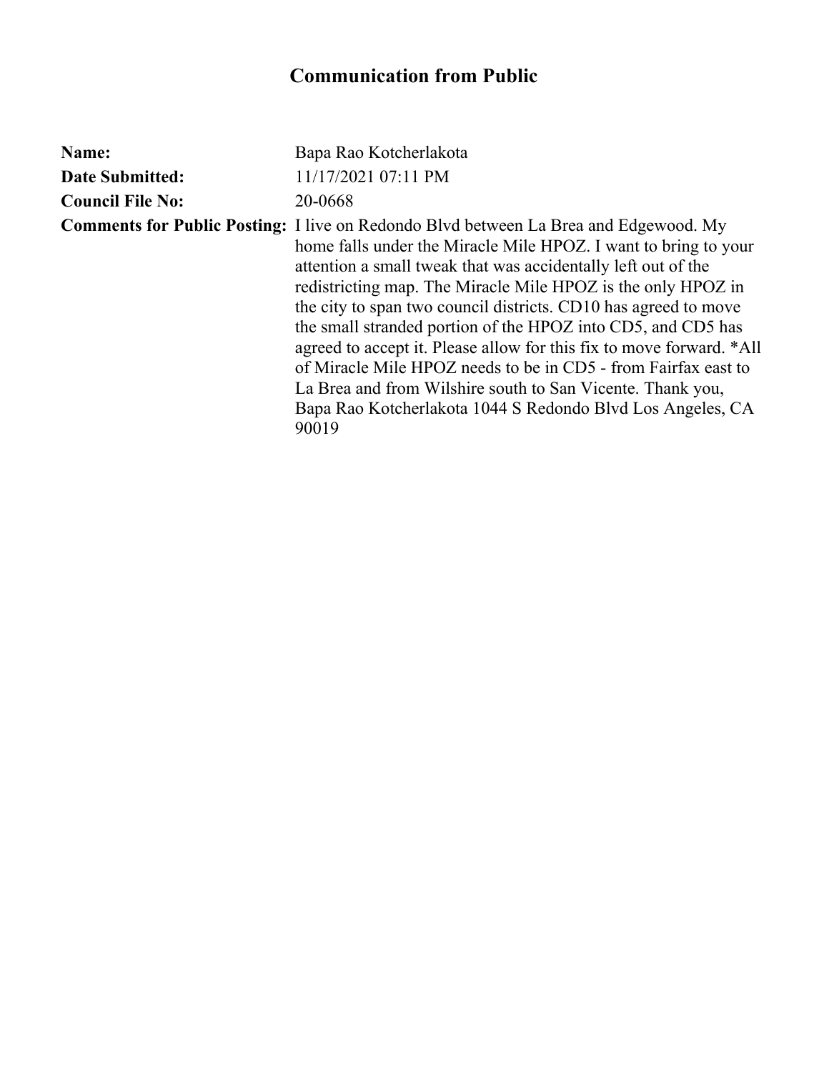# Communication from Public

**Name:** Bapa Rao Kotcherlakota

**Date Submitted:** 11/17/2021 07:11 PM

**Council File No:** 20-0668

**Comments for Public Posting:** I live on Redondo Blvd between La Brea and Edgewood. My home falls under the Miracle Mile HPOZ. I want to bring to your attention a small tweak that was accidentally left out of the redistricting map. The Miracle Mile HPOZ is the only HPOZ in the city to span two council districts. CD10 has agreed to move the small stranded portion of the HPOZ into CD5, and CD5 has agreed to accept it. Please allow for this fix to move forward. *All of Miracle Mile HPOZ needs to be in CD5 - from Fairfax east to La Brea and from Wilshire south to San Vicente. Thank you, Bapa Rao Kotcherlakota 1044 S Redondo Blvd Los Angeles, CA 90019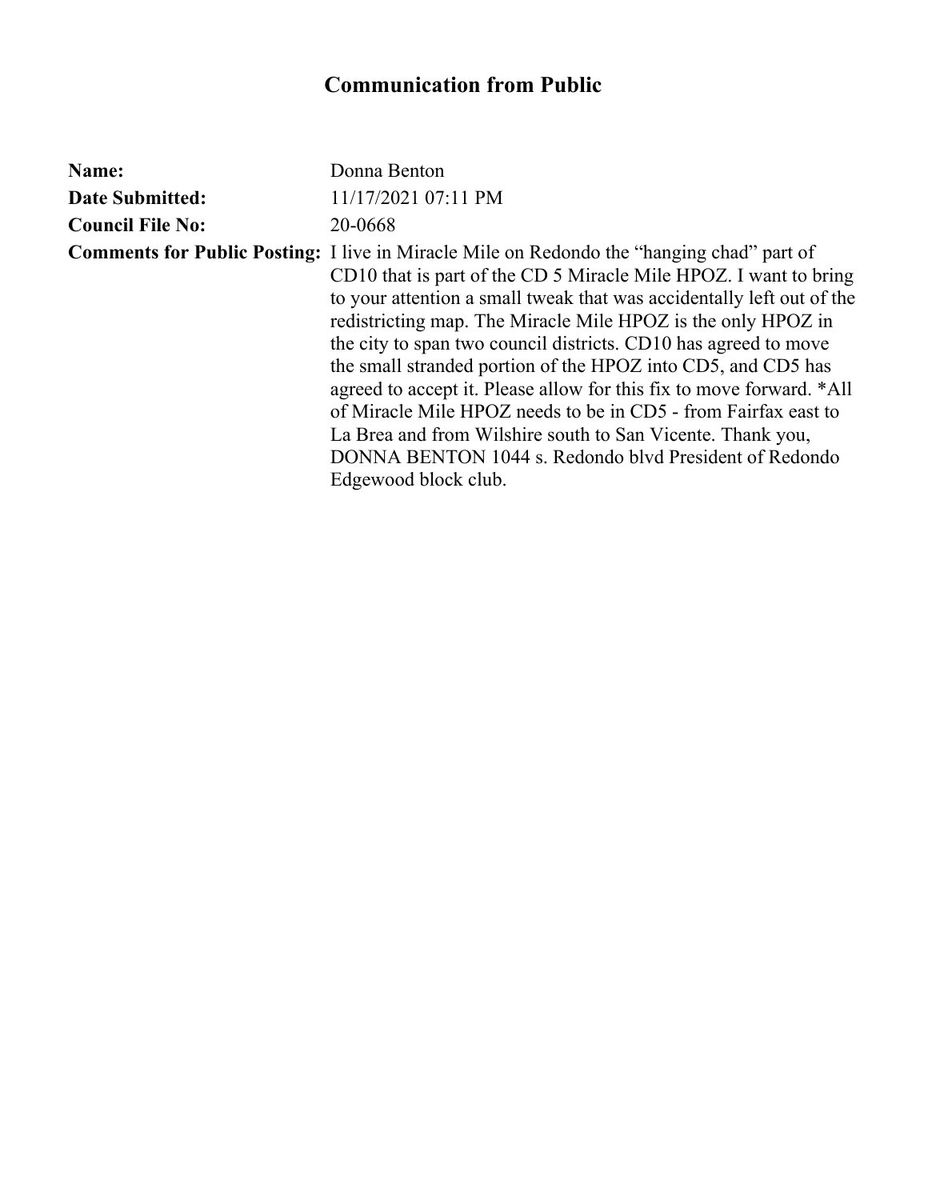# Communication from Public

**Name:** Donna Benton

**Date Submitted:** 11/17/2021 07:11 PM

**Council File No:** 20-0668

**Comments for Public Posting:** I live in Miracle Mile on Redondo the “hanging chad” part of CD10 that is part of the CD 5 Miracle Mile HPOZ. I want to bring to your attention a small tweak that was accidentally left out of the redistricting map. The Miracle Mile HPOZ is the only HPOZ in the city to span two council districts. CD10 has agreed to move the small stranded portion of the HPOZ into CD5, and CD5 has agreed to accept it. Please allow for this fix to move forward. *All of Miracle Mile HPOZ needs to be in CD5 - from Fairfax east to La Brea and from Wilshire south to San Vicente. Thank you, DONNA BENTON 1044 s. Redondo blvd President of Redondo Edgewood block club.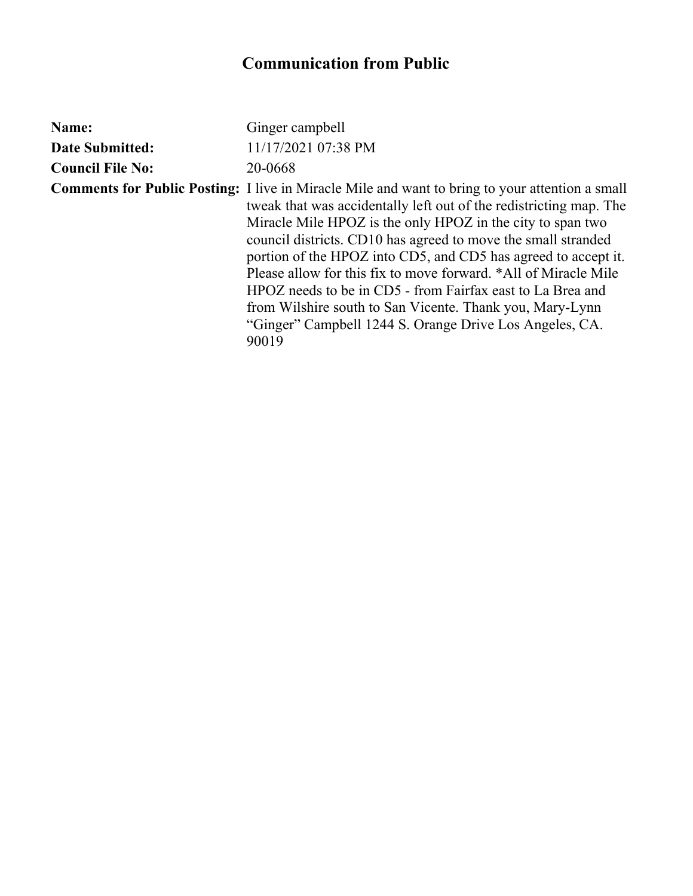# Communication from Public

**Name:** Ginger campbell

**Date Submitted:** 11/17/2021 07:38 PM

**Council File No:** 20-0668

**Comments for Public Posting:** I live in Miracle Mile and want to bring to your attention a small tweak that was accidentally left out of the redistricting map. The Miracle Mile HPOZ is the only HPOZ in the city to span two council districts. CD10 has agreed to move the small stranded portion of the HPOZ into CD5, and CD5 has agreed to accept it. Please allow for this fix to move forward. *All of Miracle Mile HPOZ needs to be in CD5 - from Fairfax east to La Brea and from Wilshire south to San Vicente. Thank you, Mary-Lynn “Ginger” Campbell 1244 S. Orange Drive Los Angeles, CA. 90019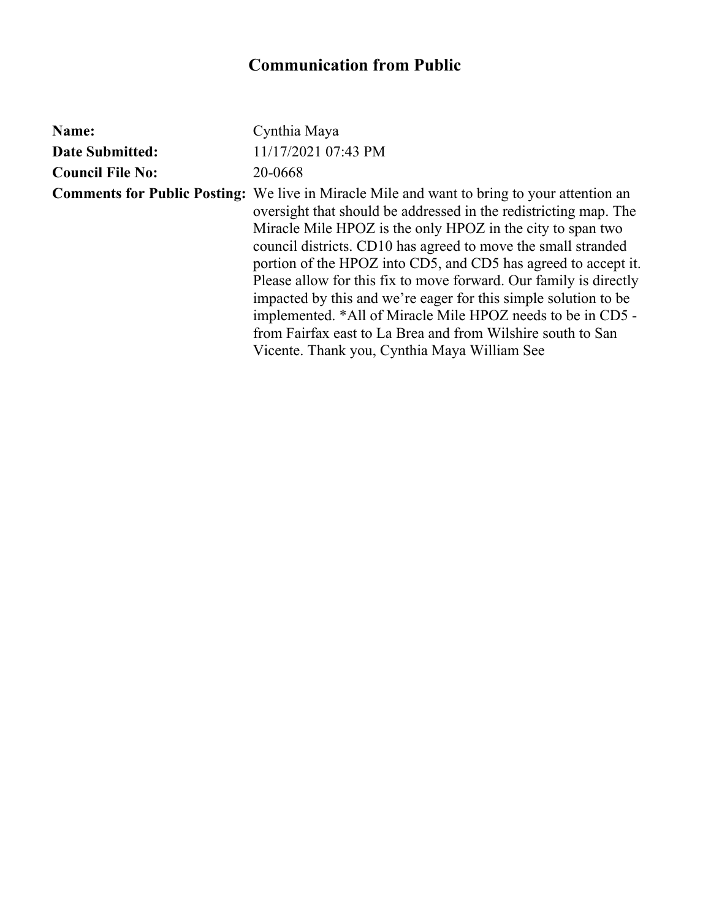# Communication from Public

| | |
|---|---|
| **Name:** | Cynthia Maya |
| **Date Submitted:** | 11/17/2021 07:43 PM |
| **Council File No:** | 20-0668 |
| **Comments for Public Posting:** | We live in Miracle Mile and want to bring to your attention an oversight that should be addressed in the redistricting map. The Miracle Mile HPOZ is the only HPOZ in the city to span two council districts. CD10 has agreed to move the small stranded portion of the HPOZ into CD5, and CD5 has agreed to accept it. Please allow for this fix to move forward. Our family is directly impacted by this and we're eager for this simple solution to be implemented. *All of Miracle Mile HPOZ needs to be in CD5 - from Fairfax east to La Brea and from Wilshire south to San Vicente. Thank you, Cynthia Maya William See |